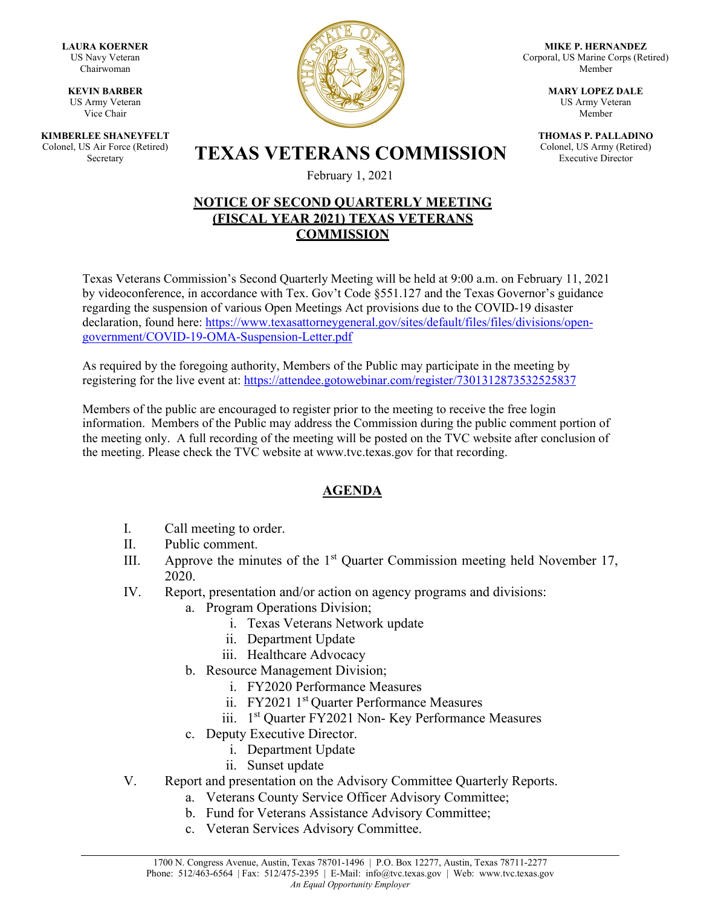**LAURA KOERNER**
US Navy Veteran
Chairwoman

**KEVIN BARBER**
US Army Veteran
Vice Chair

**KIMBERLEE SHANEYFELT**
Colonel, US Air Force (Retired)
Secretary

**MIKE P. HERNANDEZ**
Corporal, US Marine Corps (Retired)
Member

**MARY LOPEZ DALE**
US Army Veteran
Member

**THOMAS P. PALLADINO**
Colonel, US Army (Retired)
Executive Director

# TEXAS VETERANS COMMISSION

February 1, 2021

## NOTICE OF SECOND QUARTERLY MEETING (FISCAL YEAR 2021) TEXAS VETERANS COMMISSION

Texas Veterans Commission's Second Quarterly Meeting will be held at 9:00 a.m. on February 11, 2021 by videoconference, in accordance with Tex. Gov't Code §551.127 and the Texas Governor's guidance regarding the suspension of various Open Meetings Act provisions due to the COVID-19 disaster declaration, found here: https://www.texasattorneygeneral.gov/sites/default/files/files/divisions/open-government/COVID-19-OMA-Suspension-Letter.pdf

As required by the foregoing authority, Members of the Public may participate in the meeting by registering for the live event at: https://attendee.gotowebinar.com/register/7301312873532525837

Members of the public are encouraged to register prior to the meeting to receive the free login information. Members of the Public may address the Commission during the public comment portion of the meeting only. A full recording of the meeting will be posted on the TVC website after conclusion of the meeting. Please check the TVC website at www.tvc.texas.gov for that recording.

## AGENDA

I. Call meeting to order.
II. Public comment.
III. Approve the minutes of the 1st Quarter Commission meeting held November 17, 2020.
IV. Report, presentation and/or action on agency programs and divisions:
   a. Program Operations Division;
      i. Texas Veterans Network update
      ii. Department Update
      iii. Healthcare Advocacy
   b. Resource Management Division;
      i. FY2020 Performance Measures
      ii. FY2021 1st Quarter Performance Measures
      iii. 1st Quarter FY2021 Non- Key Performance Measures
   c. Deputy Executive Director.
      i. Department Update
      ii. Sunset update
V. Report and presentation on the Advisory Committee Quarterly Reports.
   a. Veterans County Service Officer Advisory Committee;
   b. Fund for Veterans Assistance Advisory Committee;
   c. Veteran Services Advisory Committee.

1700 N. Congress Avenue, Austin, Texas 78701-1496 | P.O. Box 12277, Austin, Texas 78711-2277
Phone: 512/463-6564 | Fax: 512/475-2395 | E-Mail: info@tvc.texas.gov | Web: www.tvc.texas.gov
*An Equal Opportunity Employer*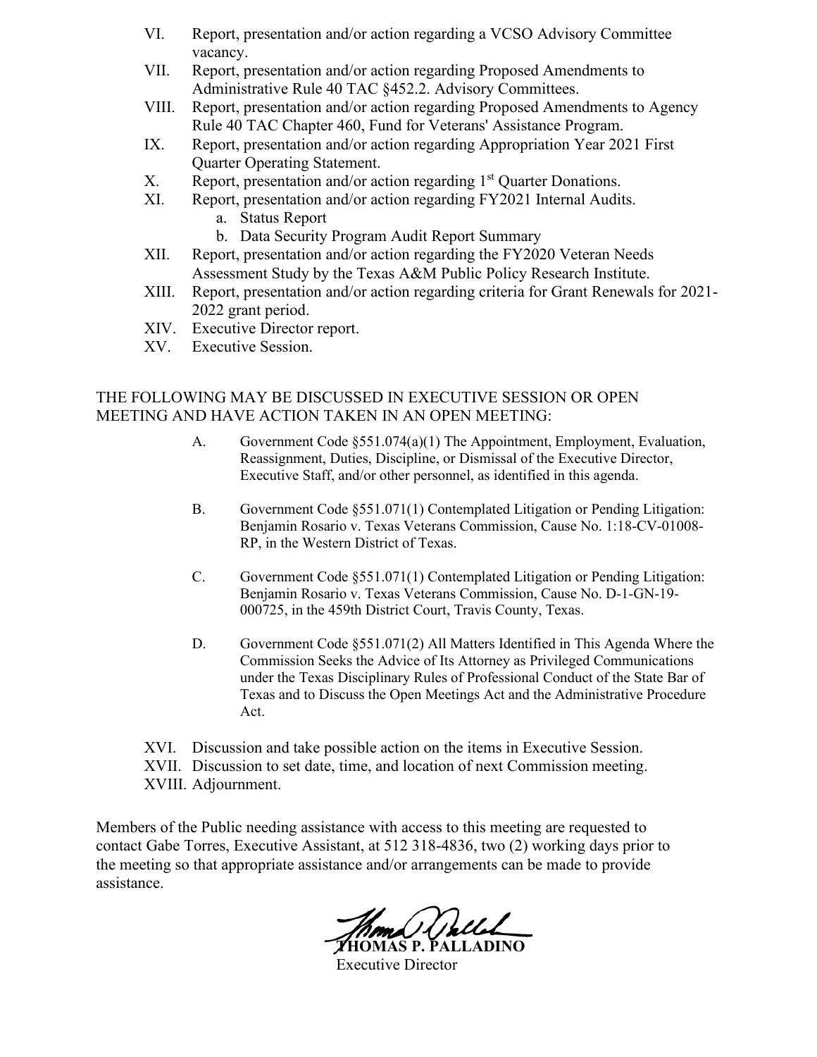VI. Report, presentation and/or action regarding a VCSO Advisory Committee vacancy.

VII. Report, presentation and/or action regarding Proposed Amendments to Administrative Rule 40 TAC §452.2. Advisory Committees.

VIII. Report, presentation and/or action regarding Proposed Amendments to Agency Rule 40 TAC Chapter 460, Fund for Veterans' Assistance Program.

IX. Report, presentation and/or action regarding Appropriation Year 2021 First Quarter Operating Statement.

X. Report, presentation and/or action regarding 1st Quarter Donations.

XI. Report, presentation and/or action regarding FY2021 Internal Audits.
   a. Status Report
   b. Data Security Program Audit Report Summary

XII. Report, presentation and/or action regarding the FY2020 Veteran Needs Assessment Study by the Texas A&M Public Policy Research Institute.

XIII. Report, presentation and/or action regarding criteria for Grant Renewals for 2021-2022 grant period.

XIV. Executive Director report.

XV. Executive Session.

THE FOLLOWING MAY BE DISCUSSED IN EXECUTIVE SESSION OR OPEN MEETING AND HAVE ACTION TAKEN IN AN OPEN MEETING:

A. Government Code §551.074(a)(1) The Appointment, Employment, Evaluation, Reassignment, Duties, Discipline, or Dismissal of the Executive Director, Executive Staff, and/or other personnel, as identified in this agenda.

B. Government Code §551.071(1) Contemplated Litigation or Pending Litigation: Benjamin Rosario v. Texas Veterans Commission, Cause No. 1:18-CV-01008-RP, in the Western District of Texas.

C. Government Code §551.071(1) Contemplated Litigation or Pending Litigation: Benjamin Rosario v. Texas Veterans Commission, Cause No. D-1-GN-19-000725, in the 459th District Court, Travis County, Texas.

D. Government Code §551.071(2) All Matters Identified in This Agenda Where the Commission Seeks the Advice of Its Attorney as Privileged Communications under the Texas Disciplinary Rules of Professional Conduct of the State Bar of Texas and to Discuss the Open Meetings Act and the Administrative Procedure Act.

XVI. Discussion and take possible action on the items in Executive Session.

XVII. Discussion to set date, time, and location of next Commission meeting.

XVIII. Adjournment.

Members of the Public needing assistance with access to this meeting are requested to contact Gabe Torres, Executive Assistant, at 512 318-4836, two (2) working days prior to the meeting so that appropriate assistance and/or arrangements can be made to provide assistance.

**THOMAS P. PALLADINO**
Executive Director